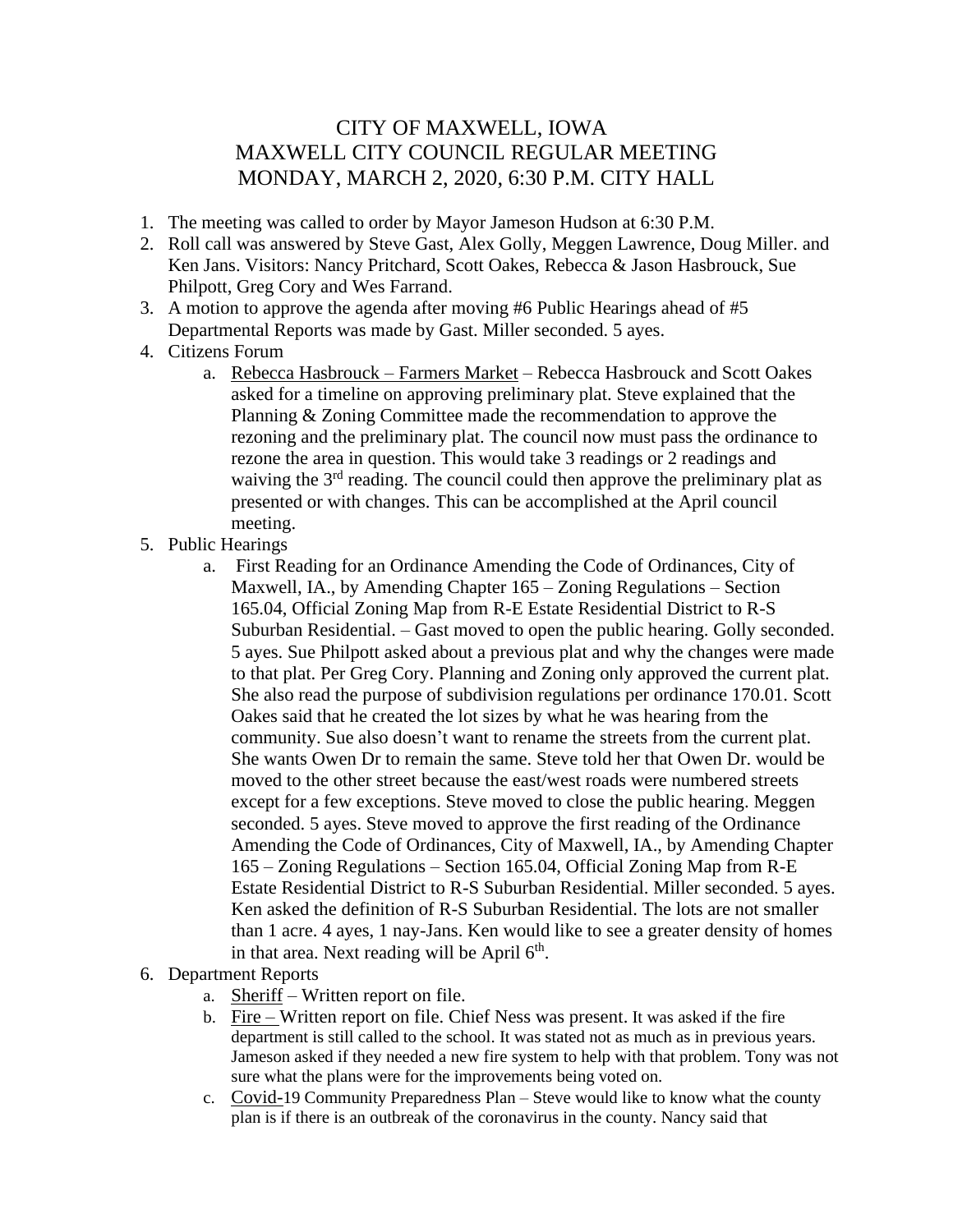# CITY OF MAXWELL, IOWA
# MAXWELL CITY COUNCIL REGULAR MEETING
# MONDAY, MARCH 2, 2020, 6:30 P.M. CITY HALL

1. The meeting was called to order by Mayor Jameson Hudson at 6:30 P.M.
2. Roll call was answered by Steve Gast, Alex Golly, Meggen Lawrence, Doug Miller. and Ken Jans. Visitors: Nancy Pritchard, Scott Oakes, Rebecca & Jason Hasbrouck, Sue Philpott, Greg Cory and Wes Farrand.
3. A motion to approve the agenda after moving #6 Public Hearings ahead of #5 Departmental Reports was made by Gast. Miller seconded. 5 ayes.
4. Citizens Forum
    a. Rebecca Hasbrouck – Farmers Market – Rebecca Hasbrouck and Scott Oakes asked for a timeline on approving preliminary plat. Steve explained that the Planning & Zoning Committee made the recommendation to approve the rezoning and the preliminary plat. The council now must pass the ordinance to rezone the area in question. This would take 3 readings or 2 readings and waiving the 3rd reading. The council could then approve the preliminary plat as presented or with changes. This can be accomplished at the April council meeting.
5. Public Hearings
    a. First Reading for an Ordinance Amending the Code of Ordinances, City of Maxwell, IA., by Amending Chapter 165 – Zoning Regulations – Section 165.04, Official Zoning Map from R-E Estate Residential District to R-S Suburban Residential. – Gast moved to open the public hearing. Golly seconded. 5 ayes. Sue Philpott asked about a previous plat and why the changes were made to that plat. Per Greg Cory. Planning and Zoning only approved the current plat. She also read the purpose of subdivision regulations per ordinance 170.01. Scott Oakes said that he created the lot sizes by what he was hearing from the community. Sue also doesn't want to rename the streets from the current plat. She wants Owen Dr to remain the same. Steve told her that Owen Dr. would be moved to the other street because the east/west roads were numbered streets except for a few exceptions. Steve moved to close the public hearing. Meggen seconded. 5 ayes. Steve moved to approve the first reading of the Ordinance Amending the Code of Ordinances, City of Maxwell, IA., by Amending Chapter 165 – Zoning Regulations – Section 165.04, Official Zoning Map from R-E Estate Residential District to R-S Suburban Residential. Miller seconded. 5 ayes. Ken asked the definition of R-S Suburban Residential. The lots are not smaller than 1 acre. 4 ayes, 1 nay-Jans. Ken would like to see a greater density of homes in that area. Next reading will be April 6th.
6. Department Reports
    a. Sheriff – Written report on file.
    b. Fire – Written report on file. Chief Ness was present. It was asked if the fire department is still called to the school. It was stated not as much as in previous years. Jameson asked if they needed a new fire system to help with that problem. Tony was not sure what the plans were for the improvements being voted on.
    c. Covid-19 Community Preparedness Plan – Steve would like to know what the county plan is if there is an outbreak of the coronavirus in the county. Nancy said that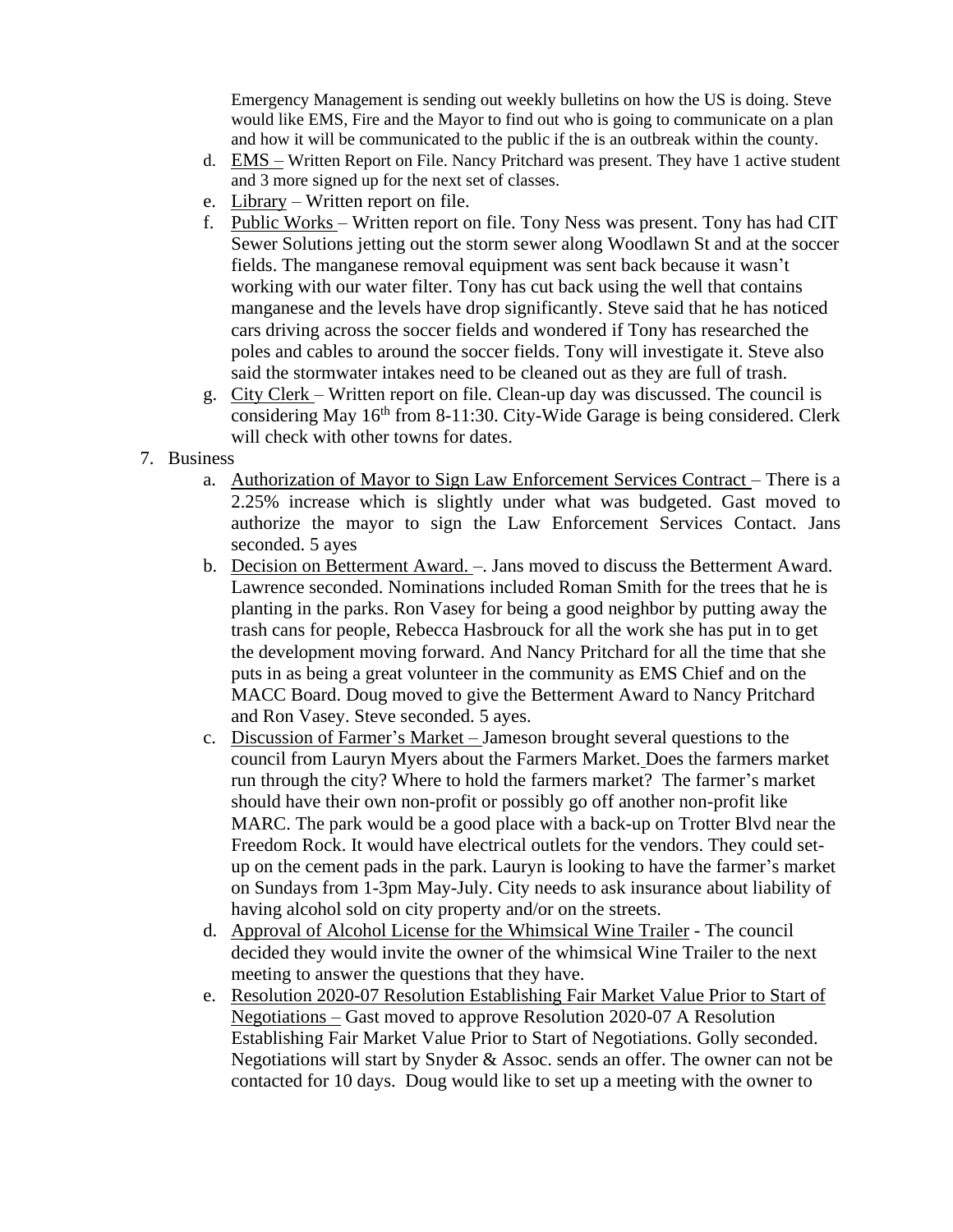Emergency Management is sending out weekly bulletins on how the US is doing. Steve would like EMS, Fire and the Mayor to find out who is going to communicate on a plan and how it will be communicated to the public if the is an outbreak within the county.

d. EMS – Written Report on File. Nancy Pritchard was present. They have 1 active student and 3 more signed up for the next set of classes.
e. Library – Written report on file.
f. Public Works – Written report on file. Tony Ness was present. Tony has had CIT Sewer Solutions jetting out the storm sewer along Woodlawn St and at the soccer fields. The manganese removal equipment was sent back because it wasn't working with our water filter. Tony has cut back using the well that contains manganese and the levels have drop significantly. Steve said that he has noticed cars driving across the soccer fields and wondered if Tony has researched the poles and cables to around the soccer fields. Tony will investigate it. Steve also said the stormwater intakes need to be cleaned out as they are full of trash.
g. City Clerk – Written report on file. Clean-up day was discussed. The council is considering May 16th from 8-11:30. City-Wide Garage is being considered. Clerk will check with other towns for dates.

7. Business
   a. Authorization of Mayor to Sign Law Enforcement Services Contract – There is a 2.25% increase which is slightly under what was budgeted. Gast moved to authorize the mayor to sign the Law Enforcement Services Contact. Jans seconded. 5 ayes
   b. Decision on Betterment Award. –. Jans moved to discuss the Betterment Award. Lawrence seconded. Nominations included Roman Smith for the trees that he is planting in the parks. Ron Vasey for being a good neighbor by putting away the trash cans for people, Rebecca Hasbrouck for all the work she has put in to get the development moving forward. And Nancy Pritchard for all the time that she puts in as being a great volunteer in the community as EMS Chief and on the MACC Board. Doug moved to give the Betterment Award to Nancy Pritchard and Ron Vasey. Steve seconded. 5 ayes.
   c. Discussion of Farmer's Market – Jameson brought several questions to the council from Lauryn Myers about the Farmers Market. Does the farmers market run through the city? Where to hold the farmers market? The farmer's market should have their own non-profit or possibly go off another non-profit like MARC. The park would be a good place with a back-up on Trotter Blvd near the Freedom Rock. It would have electrical outlets for the vendors. They could set-up on the cement pads in the park. Lauryn is looking to have the farmer's market on Sundays from 1-3pm May-July. City needs to ask insurance about liability of having alcohol sold on city property and/or on the streets.
   d. Approval of Alcohol License for the Whimsical Wine Trailer - The council decided they would invite the owner of the whimsical Wine Trailer to the next meeting to answer the questions that they have.
   e. Resolution 2020-07 Resolution Establishing Fair Market Value Prior to Start of Negotiations – Gast moved to approve Resolution 2020-07 A Resolution Establishing Fair Market Value Prior to Start of Negotiations. Golly seconded. Negotiations will start by Snyder & Assoc. sends an offer. The owner can not be contacted for 10 days. Doug would like to set up a meeting with the owner to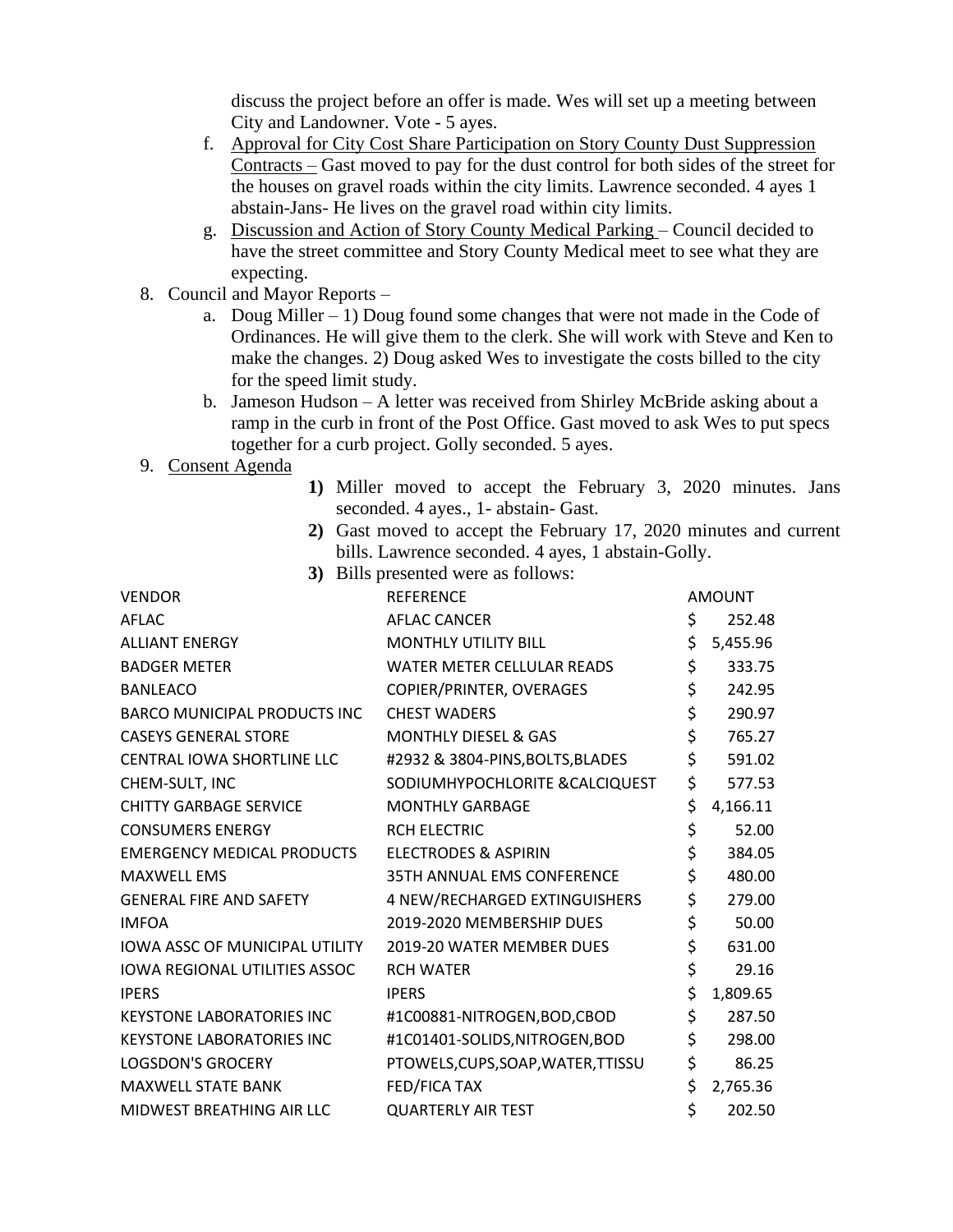discuss the project before an offer is made. Wes will set up a meeting between City and Landowner. Vote - 5 ayes.

f. Approval for City Cost Share Participation on Story County Dust Suppression Contracts – Gast moved to pay for the dust control for both sides of the street for the houses on gravel roads within the city limits. Lawrence seconded. 4 ayes 1 abstain-Jans- He lives on the gravel road within city limits.

g. Discussion and Action of Story County Medical Parking – Council decided to have the street committee and Story County Medical meet to see what they are expecting.

8. Council and Mayor Reports –

   a. Doug Miller – 1) Doug found some changes that were not made in the Code of Ordinances. He will give them to the clerk. She will work with Steve and Ken to make the changes. 2) Doug asked Wes to investigate the costs billed to the city for the speed limit study.

   b. Jameson Hudson – A letter was received from Shirley McBride asking about a ramp in the curb in front of the Post Office. Gast moved to ask Wes to put specs together for a curb project. Golly seconded. 5 ayes.

9. Consent Agenda

   **1)** Miller moved to accept the February 3, 2020 minutes. Jans seconded. 4 ayes., 1- abstain- Gast.

   **2)** Gast moved to accept the February 17, 2020 minutes and current bills. Lawrence seconded. 4 ayes, 1 abstain-Golly.

   **3)** Bills presented were as follows:

| VENDOR | REFERENCE | AMOUNT |
|---|---|---|
| AFLAC | AFLAC CANCER | $ 252.48 |
| ALLIANT ENERGY | MONTHLY UTILITY BILL | $ 5,455.96 |
| BADGER METER | WATER METER CELLULAR READS | $ 333.75 |
| BANLEACO | COPIER/PRINTER, OVERAGES | $ 242.95 |
| BARCO MUNICIPAL PRODUCTS INC | CHEST WADERS | $ 290.97 |
| CASEYS GENERAL STORE | MONTHLY DIESEL & GAS | $ 765.27 |
| CENTRAL IOWA SHORTLINE LLC | #2932 & 3804-PINS,BOLTS,BLADES | $ 591.02 |
| CHEM-SULT, INC | SODIUMHYPOCHLORITE &CALCIQUEST | $ 577.53 |
| CHITTY GARBAGE SERVICE | MONTHLY GARBAGE | $ 4,166.11 |
| CONSUMERS ENERGY | RCH ELECTRIC | $ 52.00 |
| EMERGENCY MEDICAL PRODUCTS | ELECTRODES & ASPIRIN | $ 384.05 |
| MAXWELL EMS | 35TH ANNUAL EMS CONFERENCE | $ 480.00 |
| GENERAL FIRE AND SAFETY | 4 NEW/RECHARGED EXTINGUISHERS | $ 279.00 |
| IMFOA | 2019-2020 MEMBERSHIP DUES | $ 50.00 |
| IOWA ASSC OF MUNICIPAL UTILITY | 2019-20 WATER MEMBER DUES | $ 631.00 |
| IOWA REGIONAL UTILITIES ASSOC | RCH WATER | $ 29.16 |
| IPERS | IPERS | $ 1,809.65 |
| KEYSTONE LABORATORIES INC | #1C00881-NITROGEN,BOD,CBOD | $ 287.50 |
| KEYSTONE LABORATORIES INC | #1C01401-SOLIDS,NITROGEN,BOD | $ 298.00 |
| LOGSDON'S GROCERY | PTOWELS,CUPS,SOAP,WATER,TTISSU | $ 86.25 |
| MAXWELL STATE BANK | FED/FICA TAX | $ 2,765.36 |
| MIDWEST BREATHING AIR LLC | QUARTERLY AIR TEST | $ 202.50 |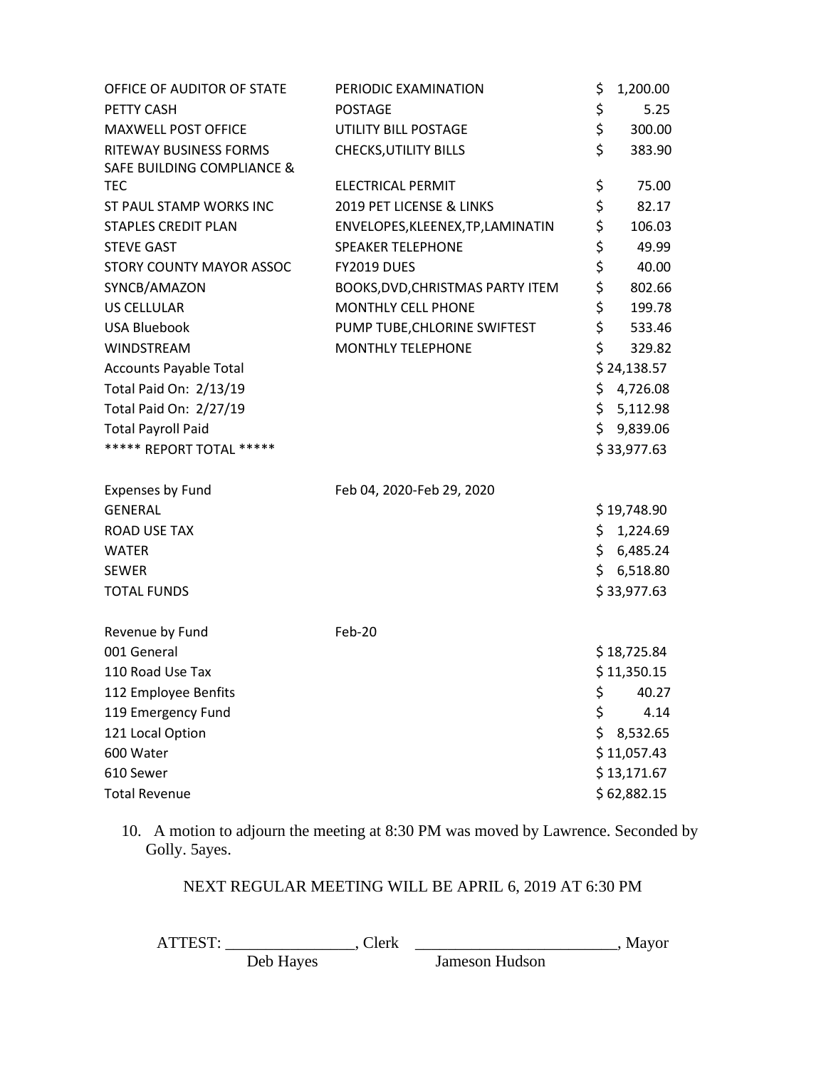| | | |
|---|---|---|
| OFFICE OF AUDITOR OF STATE | PERIODIC EXAMINATION | $ 1,200.00 |
| PETTY CASH | POSTAGE | $ 5.25 |
| MAXWELL POST OFFICE | UTILITY BILL POSTAGE | $ 300.00 |
| RITEWAY BUSINESS FORMS | CHECKS,UTILITY BILLS | $ 383.90 |
| SAFE BUILDING COMPLIANCE & TEC | ELECTRICAL PERMIT | $ 75.00 |
| ST PAUL STAMP WORKS INC | 2019 PET LICENSE & LINKS | $ 82.17 |
| STAPLES CREDIT PLAN | ENVELOPES,KLEENEX,TP,LAMINATIN | $ 106.03 |
| STEVE GAST | SPEAKER TELEPHONE | $ 49.99 |
| STORY COUNTY MAYOR ASSOC | FY2019 DUES | $ 40.00 |
| SYNCB/AMAZON | BOOKS,DVD,CHRISTMAS PARTY ITEM | $ 802.66 |
| US CELLULAR | MONTHLY CELL PHONE | $ 199.78 |
| USA Bluebook | PUMP TUBE,CHLORINE SWIFTEST | $ 533.46 |
| WINDSTREAM | MONTHLY TELEPHONE | $ 329.82 |
| Accounts Payable Total | | $ 24,138.57 |
| Total Paid On: 2/13/19 | | $ 4,726.08 |
| Total Paid On: 2/27/19 | | $ 5,112.98 |
| Total Payroll Paid | | $ 9,839.06 |
| ***** REPORT TOTAL ***** | | $ 33,977.63 |

| | | |
|---|---|---|
| Expenses by Fund | Feb 04, 2020-Feb 29, 2020 | |
| GENERAL | | $ 19,748.90 |
| ROAD USE TAX | | $ 1,224.69 |
| WATER | | $ 6,485.24 |
| SEWER | | $ 6,518.80 |
| TOTAL FUNDS | | $ 33,977.63 |

| | | |
|---|---|---|
| Revenue by Fund | Feb-20 | |
| 001 General | | $ 18,725.84 |
| 110 Road Use Tax | | $ 11,350.15 |
| 112 Employee Benfits | | $ 40.27 |
| 119 Emergency Fund | | $ 4.14 |
| 121 Local Option | | $ 8,532.65 |
| 600 Water | | $ 11,057.43 |
| 610 Sewer | | $ 13,171.67 |
| Total Revenue | | $ 62,882.15 |

10. A motion to adjourn the meeting at 8:30 PM was moved by Lawrence. Seconded by Golly. 5ayes.

NEXT REGULAR MEETING WILL BE APRIL 6, 2019 AT 6:30 PM

ATTEST: _______________, Clerk　　________________________, Mayor

Deb Hayes　　　　　　　　　Jameson Hudson